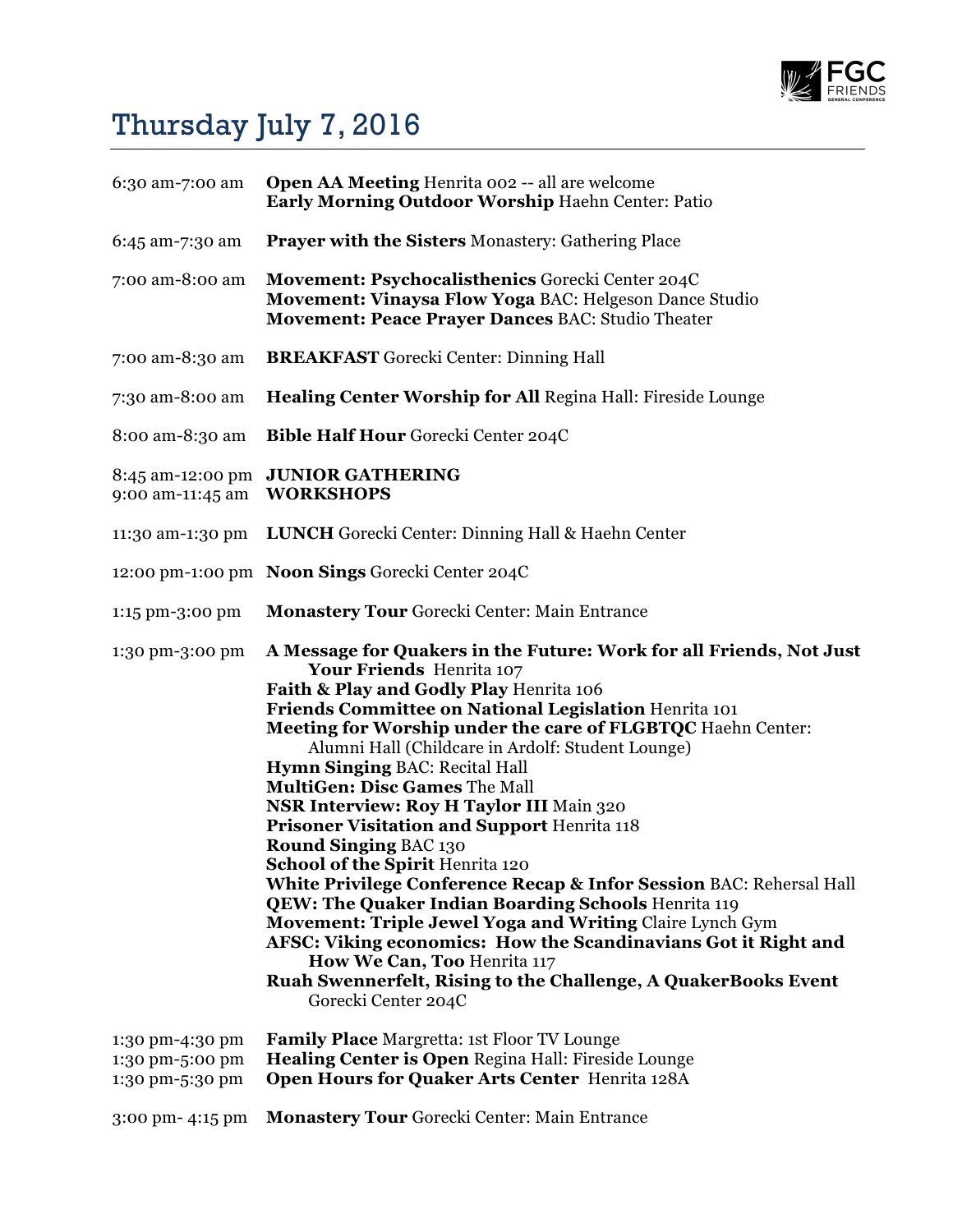# Thursday July 7, 2016

| | |
|---|---|
| 6:30 am-7:00 am | **Open AA Meeting** Henrita 002 -- all are welcome<br>**Early Morning Outdoor Worship** Haehn Center: Patio |
| 6:45 am-7:30 am | **Prayer with the Sisters** Monastery: Gathering Place |
| 7:00 am-8:00 am | **Movement: Psychocalisthenics** Gorecki Center 204C<br>**Movement: Vinaysa Flow Yoga** BAC: Helgeson Dance Studio<br>**Movement: Peace Prayer Dances** BAC: Studio Theater |
| 7:00 am-8:30 am | **BREAKFAST** Gorecki Center: Dinning Hall |
| 7:30 am-8:00 am | **Healing Center Worship for All** Regina Hall: Fireside Lounge |
| 8:00 am-8:30 am | **Bible Half Hour** Gorecki Center 204C |
| 8:45 am-12:00 pm | **JUNIOR GATHERING** |
| 9:00 am-11:45 am | **WORKSHOPS** |
| 11:30 am-1:30 pm | **LUNCH** Gorecki Center: Dinning Hall & Haehn Center |
| 12:00 pm-1:00 pm | **Noon Sings** Gorecki Center 204C |
| 1:15 pm-3:00 pm | **Monastery Tour** Gorecki Center: Main Entrance |
| 1:30 pm-3:00 pm | **A Message for Quakers in the Future: Work for all Friends, Not Just Your Friends** Henrita 107<br>**Faith & Play and Godly Play** Henrita 106<br>**Friends Committee on National Legislation** Henrita 101<br>**Meeting for Worship under the care of FLGBTQC** Haehn Center: Alumni Hall (Childcare in Ardolf: Student Lounge)<br>**Hymn Singing** BAC: Recital Hall<br>**MultiGen: Disc Games** The Mall<br>**NSR Interview: Roy H Taylor III** Main 320<br>**Prisoner Visitation and Support** Henrita 118<br>**Round Singing** BAC 130<br>**School of the Spirit** Henrita 120<br>**White Privilege Conference Recap & Infor Session** BAC: Rehersal Hall<br>**QEW: The Quaker Indian Boarding Schools** Henrita 119<br>**Movement: Triple Jewel Yoga and Writing** Claire Lynch Gym<br>**AFSC: Viking economics: How the Scandinavians Got it Right and How We Can, Too** Henrita 117<br>**Ruah Swennerfelt, Rising to the Challenge, A QuakerBooks Event** Gorecki Center 204C |
| 1:30 pm-4:30 pm | **Family Place** Margretta: 1st Floor TV Lounge |
| 1:30 pm-5:00 pm | **Healing Center is Open** Regina Hall: Fireside Lounge |
| 1:30 pm-5:30 pm | **Open Hours for Quaker Arts Center** Henrita 128A |
| 3:00 pm- 4:15 pm | **Monastery Tour** Gorecki Center: Main Entrance |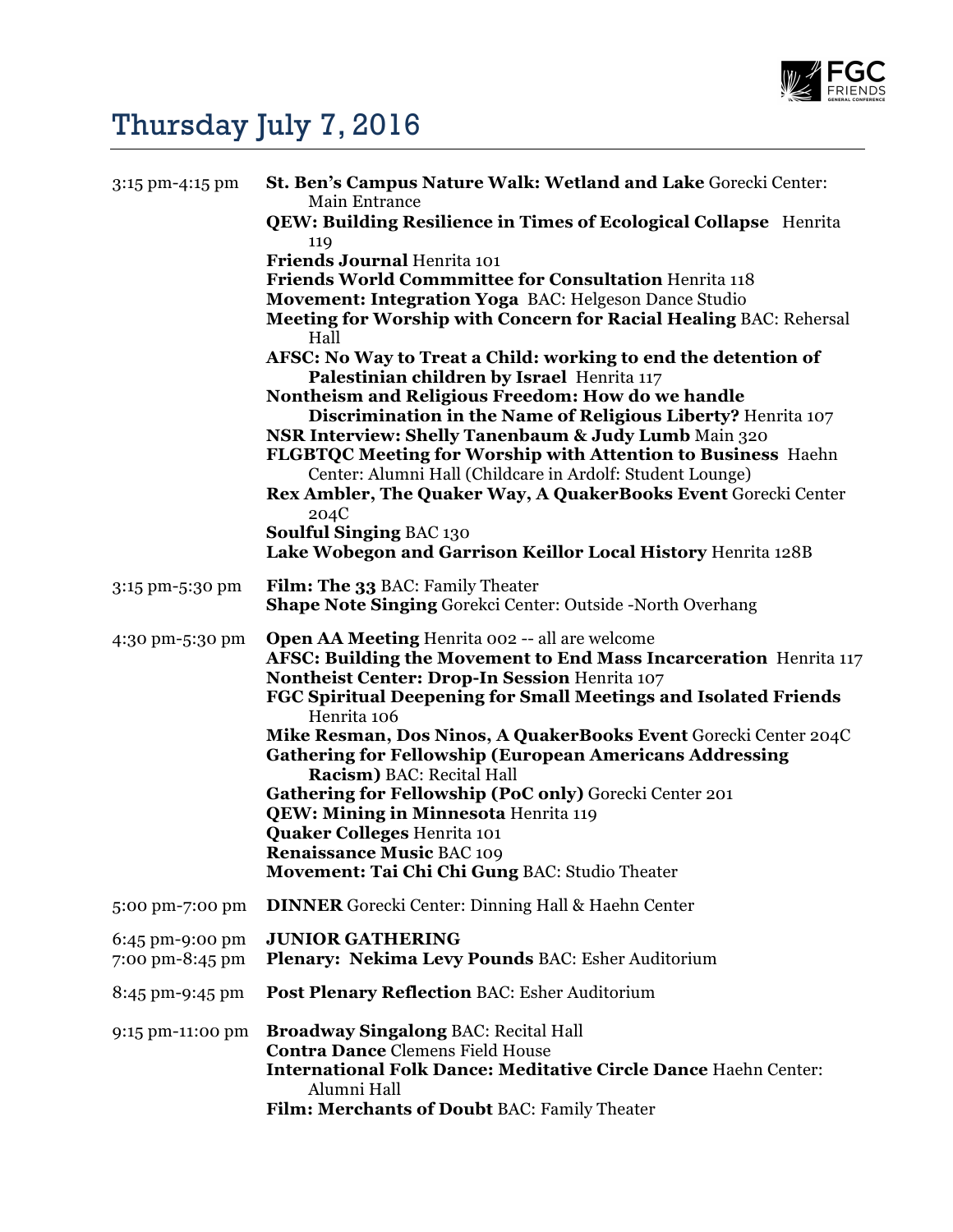# Thursday July 7, 2016

| | |
|---|---|
| 3:15 pm-4:15 pm | **St. Ben's Campus Nature Walk: Wetland and Lake** Gorecki Center: Main Entrance<br>**QEW: Building Resilience in Times of Ecological Collapse** Henrita 119<br>**Friends Journal** Henrita 101<br>**Friends World Commmittee for Consultation** Henrita 118<br>**Movement: Integration Yoga** BAC: Helgeson Dance Studio<br>**Meeting for Worship with Concern for Racial Healing** BAC: Rehersal Hall<br>**AFSC: No Way to Treat a Child: working to end the detention of Palestinian children by Israel** Henrita 117<br>**Nontheism and Religious Freedom: How do we handle Discrimination in the Name of Religious Liberty?** Henrita 107<br>**NSR Interview: Shelly Tanenbaum & Judy Lumb** Main 320<br>**FLGBTQC Meeting for Worship with Attention to Business** Haehn Center: Alumni Hall (Childcare in Ardolf: Student Lounge)<br>**Rex Ambler, The Quaker Way, A QuakerBooks Event** Gorecki Center 204C<br>**Soulful Singing** BAC 130<br>**Lake Wobegon and Garrison Keillor Local History** Henrita 128B |
| 3:15 pm-5:30 pm | **Film: The 33** BAC: Family Theater<br>**Shape Note Singing** Gorekci Center: Outside -North Overhang |
| 4:30 pm-5:30 pm | **Open AA Meeting** Henrita 002 -- all are welcome<br>**AFSC: Building the Movement to End Mass Incarceration** Henrita 117<br>**Nontheist Center: Drop-In Session** Henrita 107<br>**FGC Spiritual Deepening for Small Meetings and Isolated Friends** Henrita 106<br>**Mike Resman, Dos Ninos, A QuakerBooks Event** Gorecki Center 204C<br>**Gathering for Fellowship (European Americans Addressing Racism)** BAC: Recital Hall<br>**Gathering for Fellowship (PoC only)** Gorecki Center 201<br>**QEW: Mining in Minnesota** Henrita 119<br>**Quaker Colleges** Henrita 101<br>**Renaissance Music** BAC 109<br>**Movement: Tai Chi Chi Gung** BAC: Studio Theater |
| 5:00 pm-7:00 pm | **DINNER** Gorecki Center: Dinning Hall & Haehn Center |
| 6:45 pm-9:00 pm | **JUNIOR GATHERING** |
| 7:00 pm-8:45 pm | **Plenary: Nekima Levy Pounds** BAC: Esher Auditorium |
| 8:45 pm-9:45 pm | **Post Plenary Reflection** BAC: Esher Auditorium |
| 9:15 pm-11:00 pm | **Broadway Singalong** BAC: Recital Hall<br>**Contra Dance** Clemens Field House<br>**International Folk Dance: Meditative Circle Dance** Haehn Center: Alumni Hall<br>**Film: Merchants of Doubt** BAC: Family Theater |